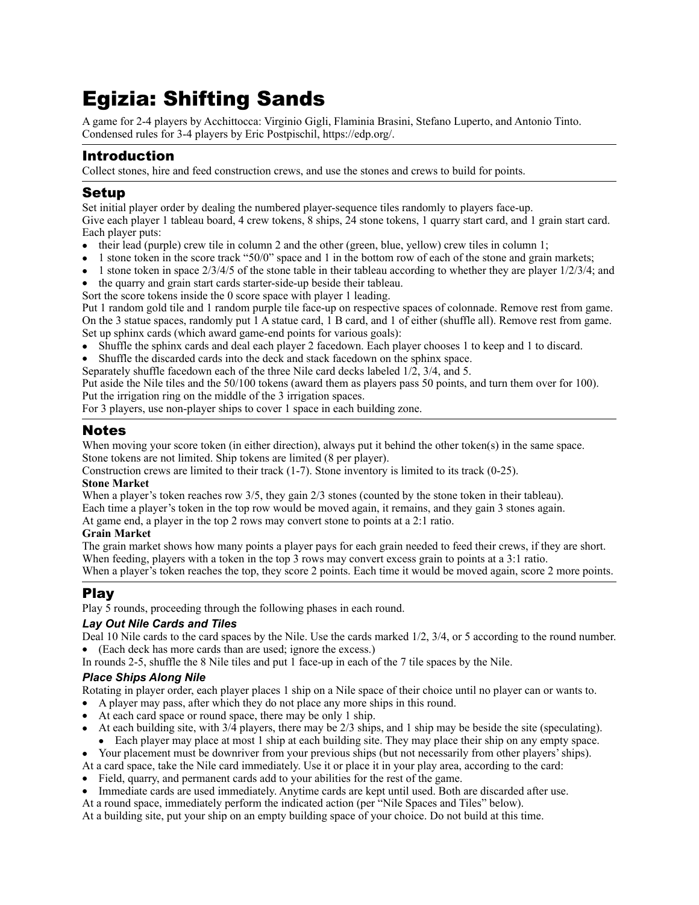# Egizia: Shifting Sands

A game for 2-4 players by Acchittocca: Virginio Gigli, Flaminia Brasini, Stefano Luperto, and Antonio Tinto.
Condensed rules for 3-4 players by Eric Postpischil, https://edp.org/.

## Introduction

Collect stones, hire and feed construction crews, and use the stones and crews to build for points.

## Setup

Set initial player order by dealing the numbered player-sequence tiles randomly to players face-up.
Give each player 1 tableau board, 4 crew tokens, 8 ships, 24 stone tokens, 1 quarry start card, and 1 grain start card.
Each player puts:

- their lead (purple) crew tile in column 2 and the other (green, blue, yellow) crew tiles in column 1;
- 1 stone token in the score track "50/0" space and 1 in the bottom row of each of the stone and grain markets;
- 1 stone token in space 2/3/4/5 of the stone table in their tableau according to whether they are player 1/2/3/4; and
- the quarry and grain start cards starter-side-up beside their tableau.

Sort the score tokens inside the 0 score space with player 1 leading.
Put 1 random gold tile and 1 random purple tile face-up on respective spaces of colonnade. Remove rest from game.
On the 3 statue spaces, randomly put 1 A statue card, 1 B card, and 1 of either (shuffle all). Remove rest from game.
Set up sphinx cards (which award game-end points for various goals):

- Shuffle the sphinx cards and deal each player 2 facedown. Each player chooses 1 to keep and 1 to discard.
- Shuffle the discarded cards into the deck and stack facedown on the sphinx space.

Separately shuffle facedown each of the three Nile card decks labeled 1/2, 3/4, and 5.
Put aside the Nile tiles and the 50/100 tokens (award them as players pass 50 points, and turn them over for 100).
Put the irrigation ring on the middle of the 3 irrigation spaces.
For 3 players, use non-player ships to cover 1 space in each building zone.

## Notes

When moving your score token (in either direction), always put it behind the other token(s) in the same space.
Stone tokens are not limited. Ship tokens are limited (8 per player).
Construction crews are limited to their track (1-7). Stone inventory is limited to its track (0-25).

**Stone Market**

When a player's token reaches row 3/5, they gain 2/3 stones (counted by the stone token in their tableau).
Each time a player's token in the top row would be moved again, it remains, and they gain 3 stones again.
At game end, a player in the top 2 rows may convert stone to points at a 2:1 ratio.

**Grain Market**

The grain market shows how many points a player pays for each grain needed to feed their crews, if they are short.
When feeding, players with a token in the top 3 rows may convert excess grain to points at a 3:1 ratio.
When a player's token reaches the top, they score 2 points. Each time it would be moved again, score 2 more points.

## Play

Play 5 rounds, proceeding through the following phases in each round.

### *Lay Out Nile Cards and Tiles*

Deal 10 Nile cards to the card spaces by the Nile. Use the cards marked 1/2, 3/4, or 5 according to the round number.

- (Each deck has more cards than are used; ignore the excess.)

In rounds 2-5, shuffle the 8 Nile tiles and put 1 face-up in each of the 7 tile spaces by the Nile.

### *Place Ships Along Nile*

Rotating in player order, each player places 1 ship on a Nile space of their choice until no player can or wants to.

- A player may pass, after which they do not place any more ships in this round.
- At each card space or round space, there may be only 1 ship.
- At each building site, with 3/4 players, there may be 2/3 ships, and 1 ship may be beside the site (speculating).
  - Each player may place at most 1 ship at each building site. They may place their ship on any empty space.
- Your placement must be downriver from your previous ships (but not necessarily from other players' ships).

At a card space, take the Nile card immediately. Use it or place it in your play area, according to the card:

- Field, quarry, and permanent cards add to your abilities for the rest of the game.
- Immediate cards are used immediately. Anytime cards are kept until used. Both are discarded after use.

At a round space, immediately perform the indicated action (per "Nile Spaces and Tiles" below).
At a building site, put your ship on an empty building space of your choice. Do not build at this time.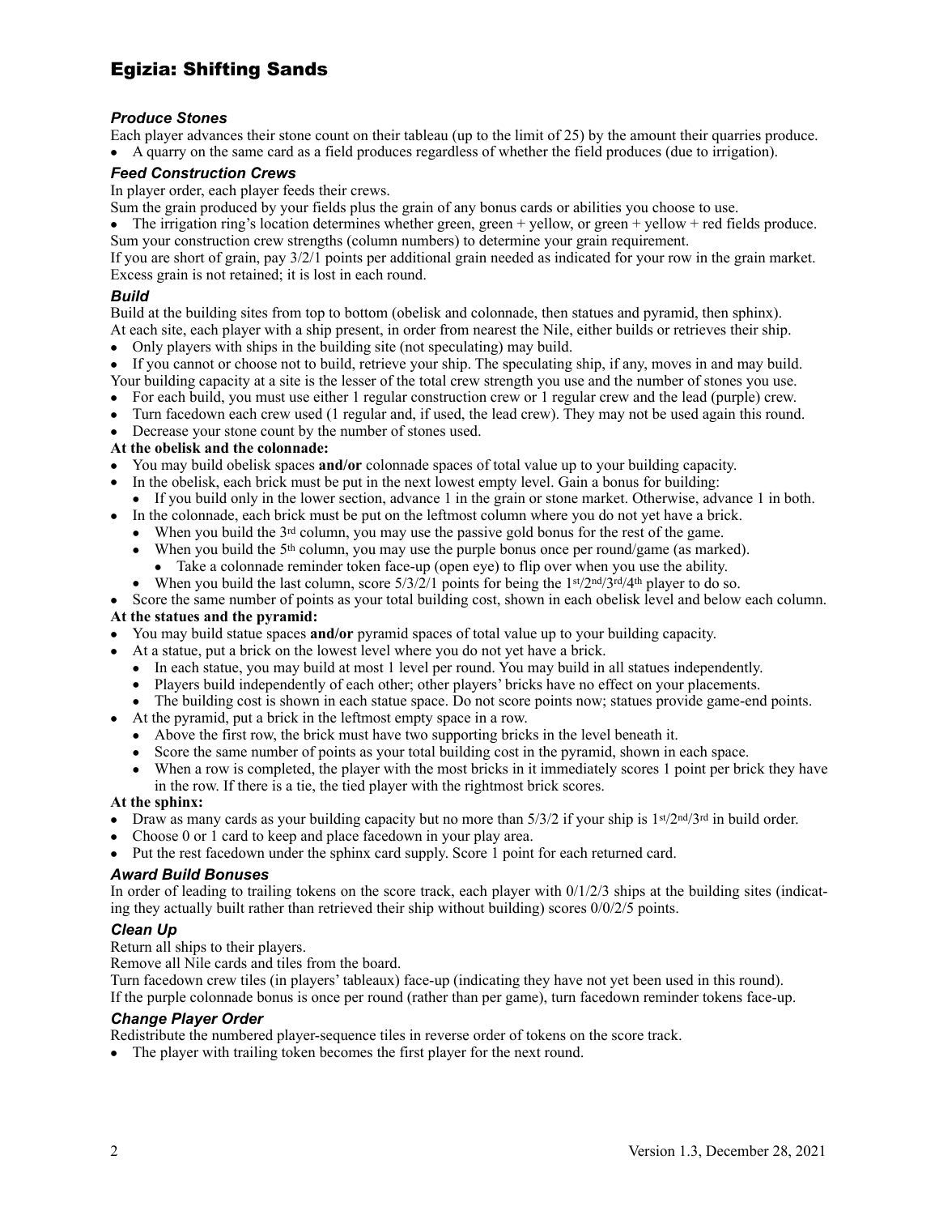# Egizia: Shifting Sands

### *Produce Stones*

Each player advances their stone count on their tableau (up to the limit of 25) by the amount their quarries produce.

- A quarry on the same card as a field produces regardless of whether the field produces (due to irrigation).

### *Feed Construction Crews*

In player order, each player feeds their crews.

Sum the grain produced by your fields plus the grain of any bonus cards or abilities you choose to use.

- The irrigation ring's location determines whether green, green + yellow, or green + yellow + red fields produce.

Sum your construction crew strengths (column numbers) to determine your grain requirement.

If you are short of grain, pay 3/2/1 points per additional grain needed as indicated for your row in the grain market. Excess grain is not retained; it is lost in each round.

### *Build*

Build at the building sites from top to bottom (obelisk and colonnade, then statues and pyramid, then sphinx).

At each site, each player with a ship present, in order from nearest the Nile, either builds or retrieves their ship.

- Only players with ships in the building site (not speculating) may build.
- If you cannot or choose not to build, retrieve your ship. The speculating ship, if any, moves in and may build.

Your building capacity at a site is the lesser of the total crew strength you use and the number of stones you use.

- For each build, you must use either 1 regular construction crew or 1 regular crew and the lead (purple) crew.
- Turn facedown each crew used (1 regular and, if used, the lead crew). They may not be used again this round.
- Decrease your stone count by the number of stones used.

**At the obelisk and the colonnade:**

- You may build obelisk spaces **and/or** colonnade spaces of total value up to your building capacity.
- In the obelisk, each brick must be put in the next lowest empty level. Gain a bonus for building:
  - If you build only in the lower section, advance 1 in the grain or stone market. Otherwise, advance 1 in both.
- In the colonnade, each brick must be put on the leftmost column where you do not yet have a brick.
  - When you build the 3rd column, you may use the passive gold bonus for the rest of the game.
  - When you build the 5th column, you may use the purple bonus once per round/game (as marked).
    - Take a colonnade reminder token face-up (open eye) to flip over when you use the ability.
  - When you build the last column, score 5/3/2/1 points for being the 1st/2nd/3rd/4th player to do so.
- Score the same number of points as your total building cost, shown in each obelisk level and below each column.

**At the statues and the pyramid:**

- You may build statue spaces **and/or** pyramid spaces of total value up to your building capacity.
- At a statue, put a brick on the lowest level where you do not yet have a brick.
  - In each statue, you may build at most 1 level per round. You may build in all statues independently.
  - Players build independently of each other; other players' bricks have no effect on your placements.
  - The building cost is shown in each statue space. Do not score points now; statues provide game-end points.
- At the pyramid, put a brick in the leftmost empty space in a row.
  - Above the first row, the brick must have two supporting bricks in the level beneath it.
  - Score the same number of points as your total building cost in the pyramid, shown in each space.
  - When a row is completed, the player with the most bricks in it immediately scores 1 point per brick they have in the row. If there is a tie, the tied player with the rightmost brick scores.

**At the sphinx:**

- Draw as many cards as your building capacity but no more than 5/3/2 if your ship is 1st/2nd/3rd in build order.
- Choose 0 or 1 card to keep and place facedown in your play area.
- Put the rest facedown under the sphinx card supply. Score 1 point for each returned card.

### *Award Build Bonuses*

In order of leading to trailing tokens on the score track, each player with 0/1/2/3 ships at the building sites (indicating they actually built rather than retrieved their ship without building) scores 0/0/2/5 points.

### *Clean Up*

Return all ships to their players.

Remove all Nile cards and tiles from the board.

Turn facedown crew tiles (in players' tableaux) face-up (indicating they have not yet been used in this round).

If the purple colonnade bonus is once per round (rather than per game), turn facedown reminder tokens face-up.

### *Change Player Order*

Redistribute the numbered player-sequence tiles in reverse order of tokens on the score track.

- The player with trailing token becomes the first player for the next round.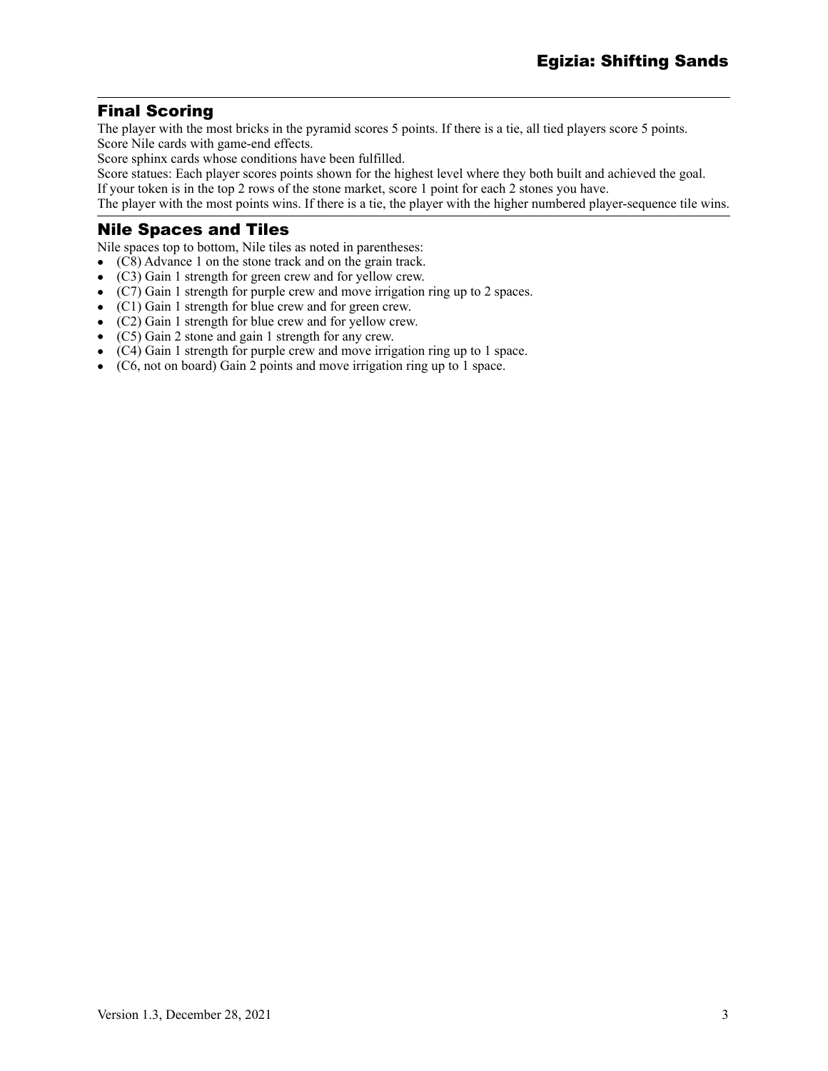## Final Scoring

The player with the most bricks in the pyramid scores 5 points. If there is a tie, all tied players score 5 points.
Score Nile cards with game-end effects.
Score sphinx cards whose conditions have been fulfilled.
Score statues: Each player scores points shown for the highest level where they both built and achieved the goal.
If your token is in the top 2 rows of the stone market, score 1 point for each 2 stones you have.
The player with the most points wins. If there is a tie, the player with the higher numbered player-sequence tile wins.

## Nile Spaces and Tiles

Nile spaces top to bottom, Nile tiles as noted in parentheses:

- (C8) Advance 1 on the stone track and on the grain track.
- (C3) Gain 1 strength for green crew and for yellow crew.
- (C7) Gain 1 strength for purple crew and move irrigation ring up to 2 spaces.
- (C1) Gain 1 strength for blue crew and for green crew.
- (C2) Gain 1 strength for blue crew and for yellow crew.
- (C5) Gain 2 stone and gain 1 strength for any crew.
- (C4) Gain 1 strength for purple crew and move irrigation ring up to 1 space.
- (C6, not on board) Gain 2 points and move irrigation ring up to 1 space.